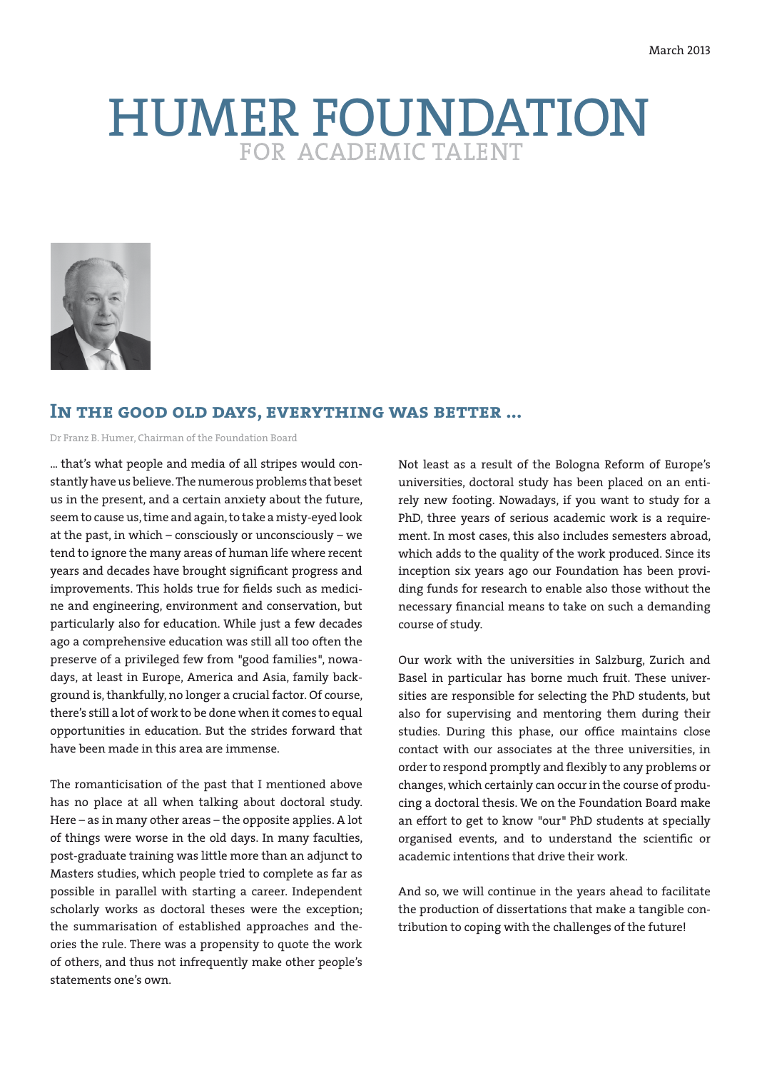March 2013

# HUMER FOUNDATION
FOR ACADEMIC TALENT

## In the good old days, everything was better ...

Dr Franz B. Humer, Chairman of the Foundation Board

... that's what people and media of all stripes would constantly have us believe. The numerous problems that beset us in the present, and a certain anxiety about the future, seem to cause us, time and again, to take a misty-eyed look at the past, in which – consciously or unconsciously – we tend to ignore the many areas of human life where recent years and decades have brought significant progress and improvements. This holds true for fields such as medicine and engineering, environment and conservation, but particularly also for education. While just a few decades ago a comprehensive education was still all too often the preserve of a privileged few from "good families", nowadays, at least in Europe, America and Asia, family background is, thankfully, no longer a crucial factor. Of course, there's still a lot of work to be done when it comes to equal opportunities in education. But the strides forward that have been made in this area are immense.

The romanticisation of the past that I mentioned above has no place at all when talking about doctoral study. Here – as in many other areas – the opposite applies. A lot of things were worse in the old days. In many faculties, post-graduate training was little more than an adjunct to Masters studies, which people tried to complete as far as possible in parallel with starting a career. Independent scholarly works as doctoral theses were the exception; the summarisation of established approaches and theories the rule. There was a propensity to quote the work of others, and thus not infrequently make other people's statements one's own.

Not least as a result of the Bologna Reform of Europe's universities, doctoral study has been placed on an entirely new footing. Nowadays, if you want to study for a PhD, three years of serious academic work is a requirement. In most cases, this also includes semesters abroad, which adds to the quality of the work produced. Since its inception six years ago our Foundation has been providing funds for research to enable also those without the necessary financial means to take on such a demanding course of study.

Our work with the universities in Salzburg, Zurich and Basel in particular has borne much fruit. These universities are responsible for selecting the PhD students, but also for supervising and mentoring them during their studies. During this phase, our office maintains close contact with our associates at the three universities, in order to respond promptly and flexibly to any problems or changes, which certainly can occur in the course of producing a doctoral thesis. We on the Foundation Board make an effort to get to know "our" PhD students at specially organised events, and to understand the scientific or academic intentions that drive their work.

And so, we will continue in the years ahead to facilitate the production of dissertations that make a tangible contribution to coping with the challenges of the future!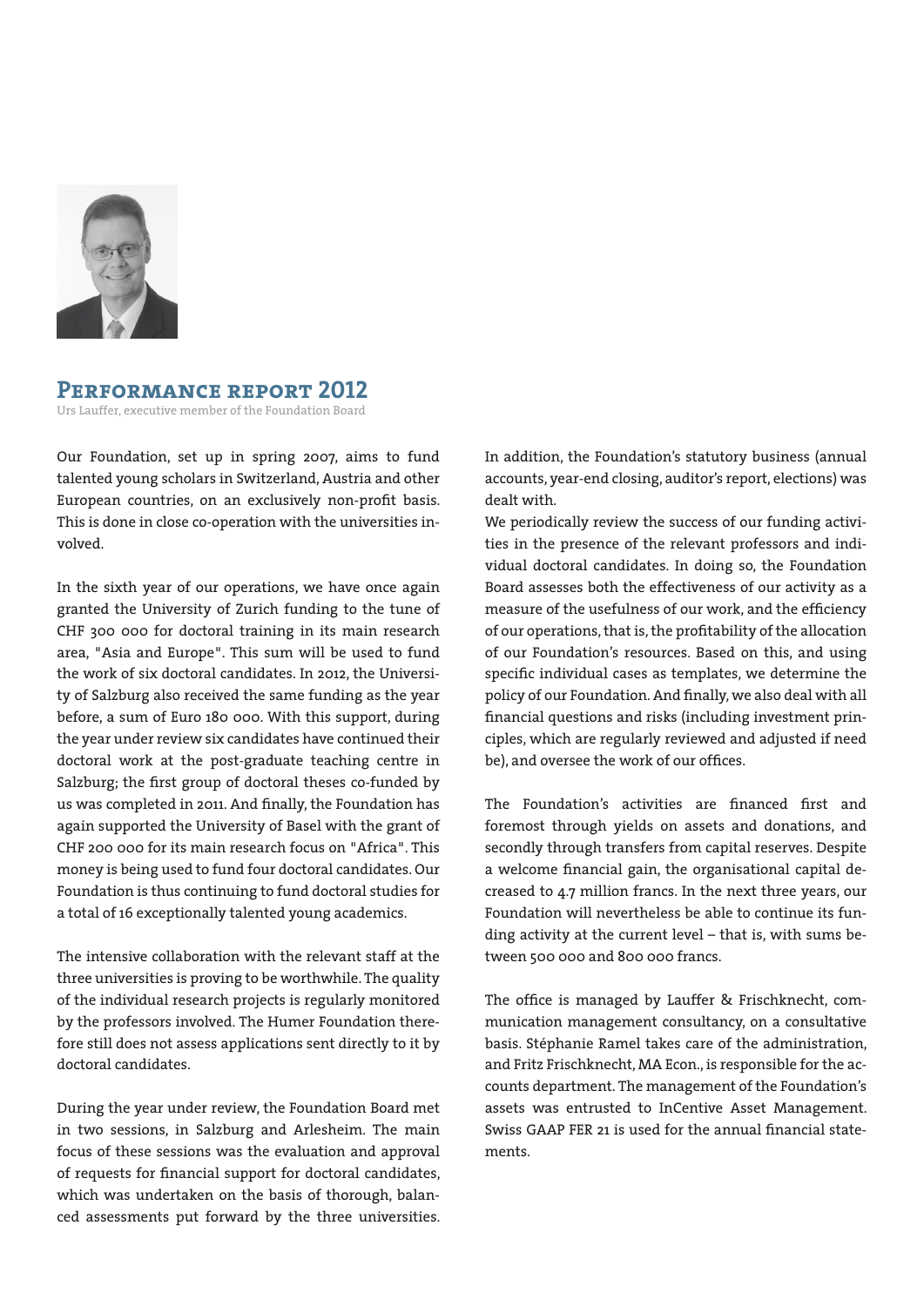## Performance report 2012

Urs Lauffer, executive member of the Foundation Board

Our Foundation, set up in spring 2007, aims to fund talented young scholars in Switzerland, Austria and other European countries, on an exclusively non-profit basis. This is done in close co-operation with the universities involved.

In the sixth year of our operations, we have once again granted the University of Zurich funding to the tune of CHF 300 000 for doctoral training in its main research area, "Asia and Europe". This sum will be used to fund the work of six doctoral candidates. In 2012, the University of Salzburg also received the same funding as the year before, a sum of Euro 180 000. With this support, during the year under review six candidates have continued their doctoral work at the post-graduate teaching centre in Salzburg; the first group of doctoral theses co-funded by us was completed in 2011. And finally, the Foundation has again supported the University of Basel with the grant of CHF 200 000 for its main research focus on "Africa". This money is being used to fund four doctoral candidates. Our Foundation is thus continuing to fund doctoral studies for a total of 16 exceptionally talented young academics.

The intensive collaboration with the relevant staff at the three universities is proving to be worthwhile. The quality of the individual research projects is regularly monitored by the professors involved. The Humer Foundation therefore still does not assess applications sent directly to it by doctoral candidates.

During the year under review, the Foundation Board met in two sessions, in Salzburg and Arlesheim. The main focus of these sessions was the evaluation and approval of requests for financial support for doctoral candidates, which was undertaken on the basis of thorough, balanced assessments put forward by the three universities. In addition, the Foundation's statutory business (annual accounts, year-end closing, auditor's report, elections) was dealt with.

We periodically review the success of our funding activities in the presence of the relevant professors and individual doctoral candidates. In doing so, the Foundation Board assesses both the effectiveness of our activity as a measure of the usefulness of our work, and the efficiency of our operations, that is, the profitability of the allocation of our Foundation's resources. Based on this, and using specific individual cases as templates, we determine the policy of our Foundation. And finally, we also deal with all financial questions and risks (including investment principles, which are regularly reviewed and adjusted if need be), and oversee the work of our offices.

The Foundation's activities are financed first and foremost through yields on assets and donations, and secondly through transfers from capital reserves. Despite a welcome financial gain, the organisational capital decreased to 4.7 million francs. In the next three years, our Foundation will nevertheless be able to continue its funding activity at the current level – that is, with sums between 500 000 and 800 000 francs.

The office is managed by Lauffer & Frischknecht, communication management consultancy, on a consultative basis. Stéphanie Ramel takes care of the administration, and Fritz Frischknecht, MA Econ., is responsible for the accounts department. The management of the Foundation's assets was entrusted to InCentive Asset Management. Swiss GAAP FER 21 is used for the annual financial statements.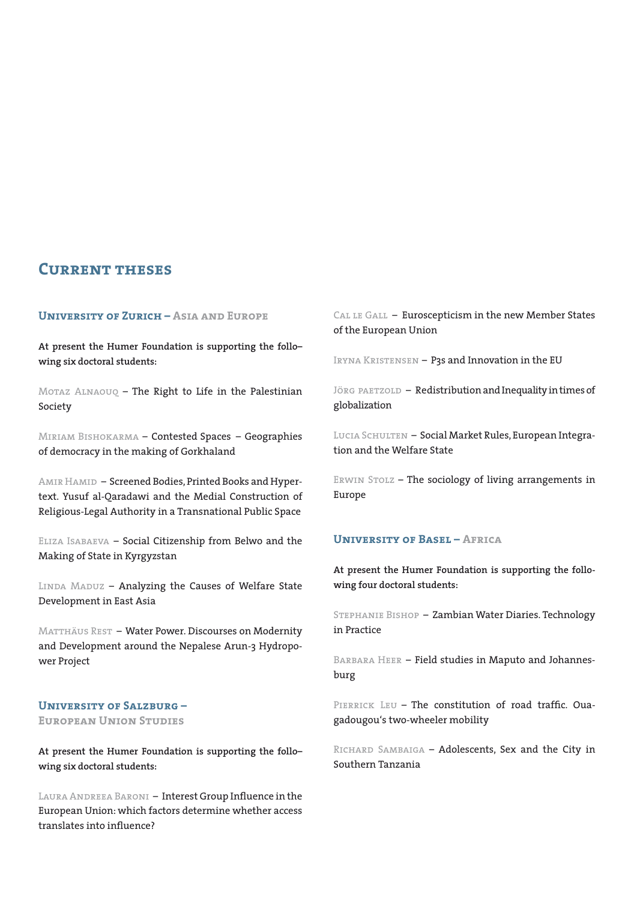# Current theses

## University of Zurich – Asia and Europe

**At present the Humer Foundation is supporting the following six doctoral students:**

Motaz Alnaouq – The Right to Life in the Palestinian Society

Miriam Bishokarma – Contested Spaces – Geographies of democracy in the making of Gorkhaland

Amir Hamid – Screened Bodies, Printed Books and Hypertext. Yusuf al-Qaradawi and the Medial Construction of Religious-Legal Authority in a Transnational Public Space

Eliza Isabaeva – Social Citizenship from Belwo and the Making of State in Kyrgyzstan

Linda Maduz – Analyzing the Causes of Welfare State Development in East Asia

Matthäus Rest – Water Power. Discourses on Modernity and Development around the Nepalese Arun-3 Hydropower Project

## University of Salzburg – European Union Studies

**At present the Humer Foundation is supporting the following six doctoral students:**

Laura Andreea Baroni – Interest Group Influence in the European Union: which factors determine whether access translates into influence?

Cal le Gall – Euroscepticism in the new Member States of the European Union

Iryna Kristensen – P3s and Innovation in the EU

Jörg Paetzold – Redistribution and Inequality in times of globalization

Lucia Schulten – Social Market Rules, European Integration and the Welfare State

Erwin Stolz – The sociology of living arrangements in Europe

## University of Basel – Africa

**At present the Humer Foundation is supporting the following four doctoral students:**

Stephanie Bishop – Zambian Water Diaries. Technology in Practice

Barbara Heer – Field studies in Maputo and Johannesburg

Pierrick Leu – The constitution of road traffic. Ouagadougou's two-wheeler mobility

Richard Sambaiga – Adolescents, Sex and the City in Southern Tanzania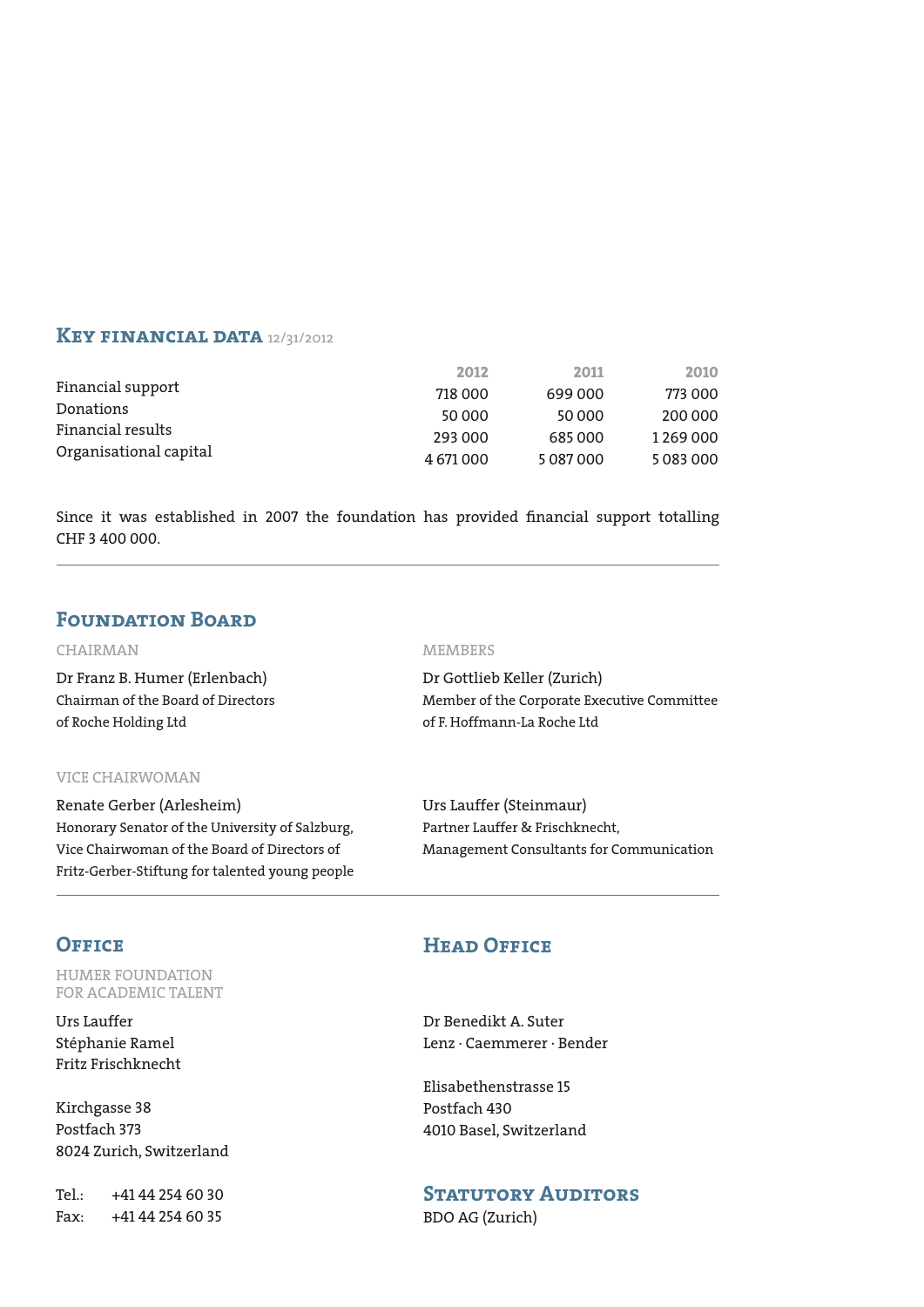## Key financial data 12/31/2012

| | 2012 | 2011 | 2010 |
|---|---|---|---|
| Financial support | 718 000 | 699 000 | 773 000 |
| Donations | 50 000 | 50 000 | 200 000 |
| Financial results | 293 000 | 685 000 | 1 269 000 |
| Organisational capital | 4 671 000 | 5 087 000 | 5 083 000 |

Since it was established in 2007 the foundation has provided financial support totalling CHF 3 400 000.

---

## Foundation Board

CHAIRMAN

Dr Franz B. Humer (Erlenbach)
Chairman of the Board of Directors
of Roche Holding Ltd

VICE CHAIRWOMAN

Renate Gerber (Arlesheim)
Honorary Senator of the University of Salzburg,
Vice Chairwoman of the Board of Directors of
Fritz-Gerber-Stiftung for talented young people

MEMBERS

Dr Gottlieb Keller (Zurich)
Member of the Corporate Executive Committee
of F. Hoffmann-La Roche Ltd

Urs Lauffer (Steinmaur)
Partner Lauffer & Frischknecht,
Management Consultants for Communication

---

## Office

HUMER FOUNDATION
FOR ACADEMIC TALENT

Urs Lauffer
Stéphanie Ramel
Fritz Frischknecht

Kirchgasse 38
Postfach 373
8024 Zurich, Switzerland

Tel.: +41 44 254 60 30
Fax: +41 44 254 60 35

## Head Office

Dr Benedikt A. Suter
Lenz · Caemmerer · Bender

Elisabethenstrasse 15
Postfach 430
4010 Basel, Switzerland

## Statutory Auditors

BDO AG (Zurich)